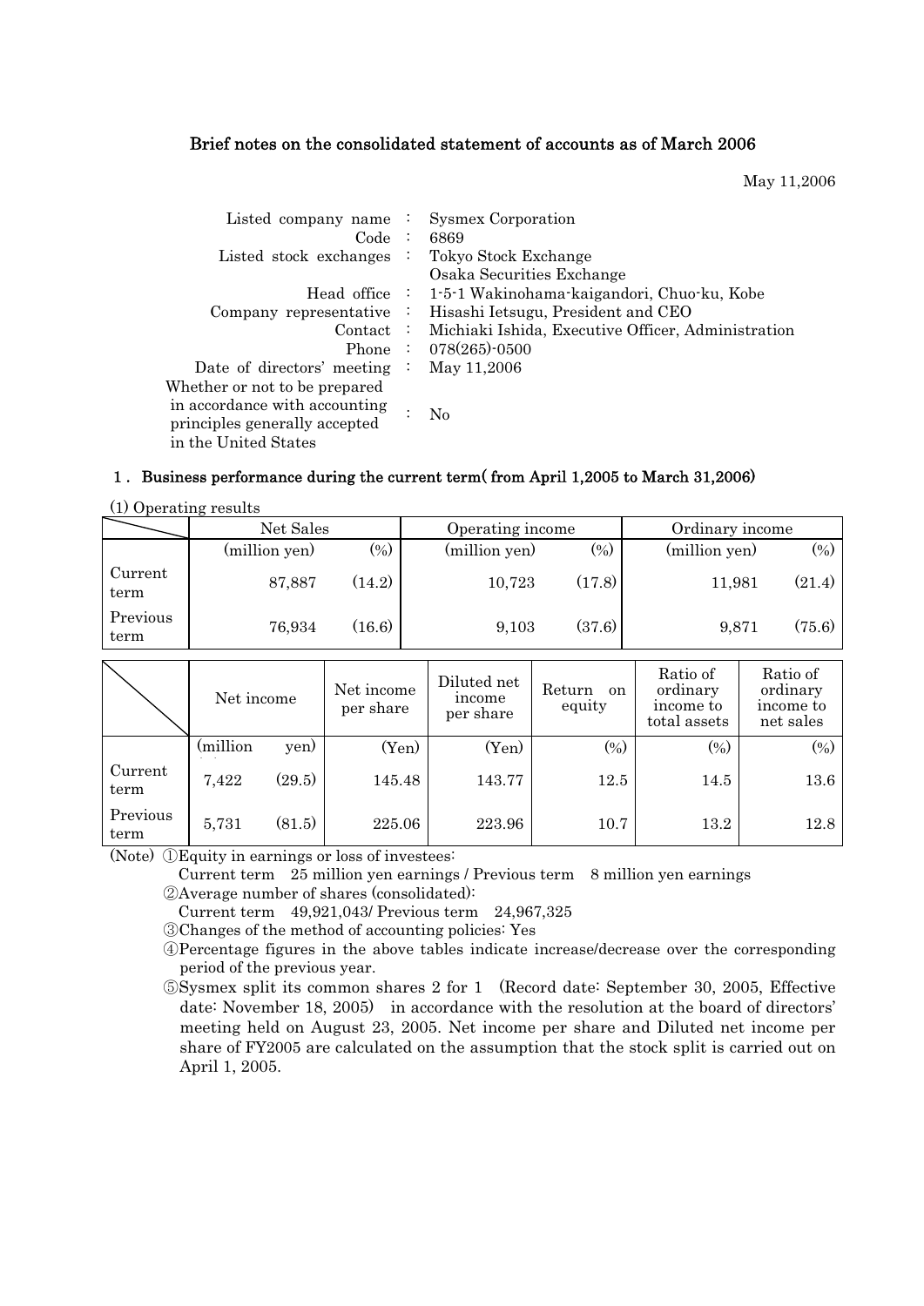## Brief notes on the consolidated statement of accounts as of March 2006

May 11,2006

| | | |
|---|---|---|
| Listed company name | : | Sysmex Corporation |
| Code | : | 6869 |
| Listed stock exchanges | : | Tokyo Stock Exchange<br>Osaka Securities Exchange |
| Head office | : | 1-5-1 Wakinohama-kaigandori, Chuo-ku, Kobe |
| Company representative | : | Hisashi Ietsugu, President and CEO |
| Contact | : | Michiaki Ishida, Executive Officer, Administration |
| Phone | : | 078(265)-0500 |
| Date of directors' meeting | : | May 11,2006 |
| Whether or not to be prepared in accordance with accounting principles generally accepted in the United States | : | No |

### 1. Business performance during the current term( from April 1,2005 to March 31,2006)

(1) Operating results

| | Net Sales | | Operating income | | Ordinary income | |
|---|---|---|---|---|---|---|
| | (million yen) | (%) | (million yen) | (%) | (million yen) | (%) |
| Current term | 87,887 | (14.2) | 10,723 | (17.8) | 11,981 | (21.4) |
| Previous term | 76,934 | (16.6) | 9,103 | (37.6) | 9,871 | (75.6) |

| | Net income | | Net income per share | Diluted net income per share | Return on equity | Ratio of ordinary income to total assets | Ratio of ordinary income to net sales |
|---|---|---|---|---|---|---|---|
| | (million yen) | | (Yen) | (Yen) | (%) | (%) | (%) |
| Current term | 7,422 | (29.5) | 145.48 | 143.77 | 12.5 | 14.5 | 13.6 |
| Previous term | 5,731 | (81.5) | 225.06 | 223.96 | 10.7 | 13.2 | 12.8 |

(Note) ①Equity in earnings or loss of investees:
Current term 25 million yen earnings / Previous term 8 million yen earnings
②Average number of shares (consolidated):
Current term 49,921,043/ Previous term 24,967,325
③Changes of the method of accounting policies: Yes
④Percentage figures in the above tables indicate increase/decrease over the corresponding period of the previous year.
⑤Sysmex split its common shares 2 for 1 (Record date: September 30, 2005, Effective date: November 18, 2005) in accordance with the resolution at the board of directors' meeting held on August 23, 2005. Net income per share and Diluted net income per share of FY2005 are calculated on the assumption that the stock split is carried out on April 1, 2005.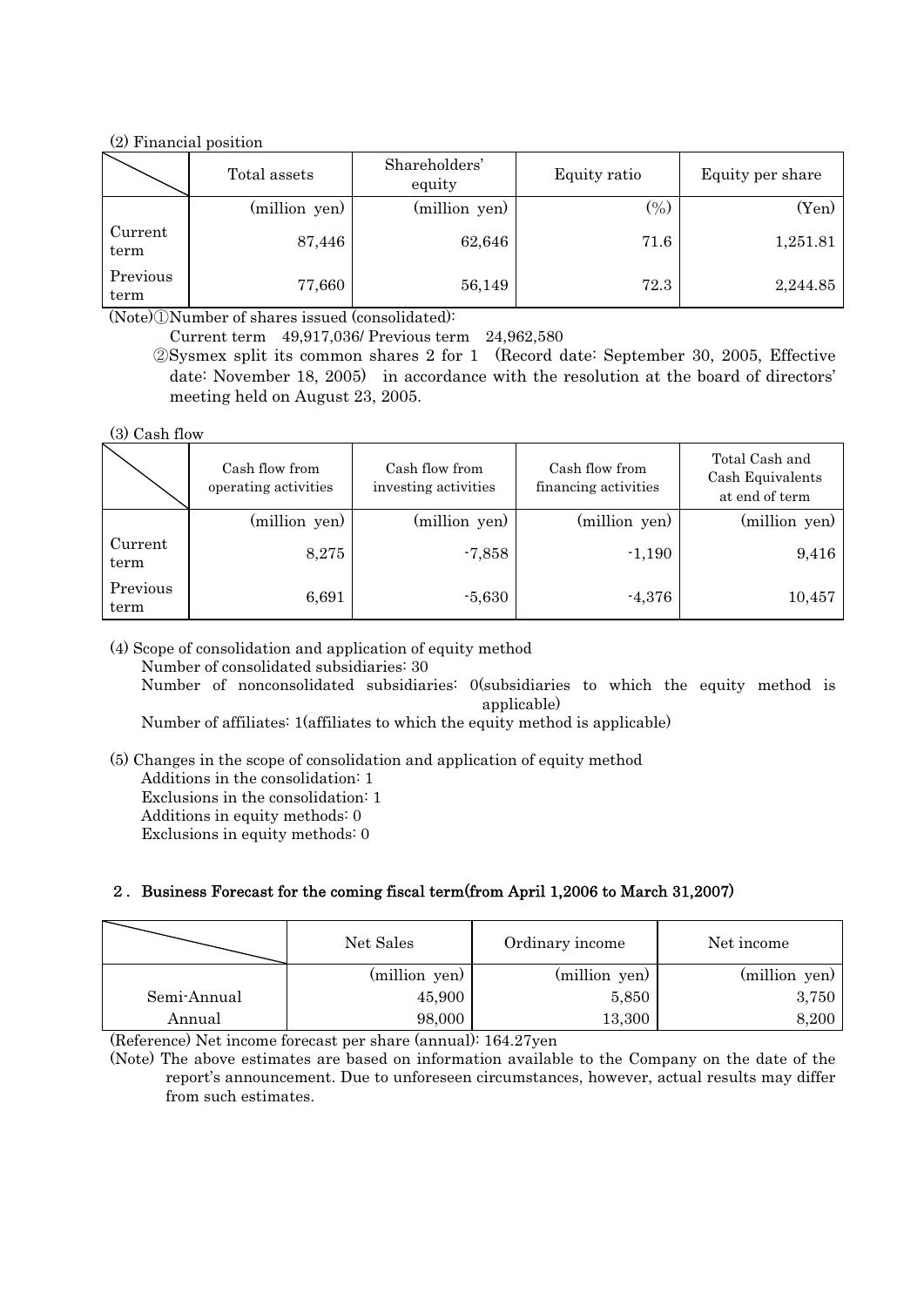(2) Financial position

| | Total assets | Shareholders' equity | Equity ratio | Equity per share |
|---|---|---|---|---|
| | (million yen) | (million yen) | (%) | (Yen) |
| Current term | 87,446 | 62,646 | 71.6 | 1,251.81 |
| Previous term | 77,660 | 56,149 | 72.3 | 2,244.85 |

(Note)①Number of shares issued (consolidated):

Current term 49,917,036/ Previous term 24,962,580

②Sysmex split its common shares 2 for 1 (Record date: September 30, 2005, Effective date: November 18, 2005) in accordance with the resolution at the board of directors' meeting held on August 23, 2005.

(3) Cash flow

| | Cash flow from operating activities | Cash flow from investing activities | Cash flow from financing activities | Total Cash and Cash Equivalents at end of term |
|---|---|---|---|---|
| | (million yen) | (million yen) | (million yen) | (million yen) |
| Current term | 8,275 | -7,858 | -1,190 | 9,416 |
| Previous term | 6,691 | -5,630 | -4,376 | 10,457 |

(4) Scope of consolidation and application of equity method

Number of consolidated subsidiaries: 30

Number of nonconsolidated subsidiaries: 0(subsidiaries to which the equity method is applicable)

Number of affiliates: 1(affiliates to which the equity method is applicable)

(5) Changes in the scope of consolidation and application of equity method

Additions in the consolidation: 1

Exclusions in the consolidation: 1

Additions in equity methods: 0

Exclusions in equity methods: 0

## 2. Business Forecast for the coming fiscal term(from April 1,2006 to March 31,2007)

| | Net Sales | Ordinary income | Net income |
|---|---|---|---|
| | (million yen) | (million yen) | (million yen) |
| Semi-Annual | 45,900 | 5,850 | 3,750 |
| Annual | 98,000 | 13,300 | 8,200 |

(Reference) Net income forecast per share (annual): 164.27yen

(Note) The above estimates are based on information available to the Company on the date of the report's announcement. Due to unforeseen circumstances, however, actual results may differ from such estimates.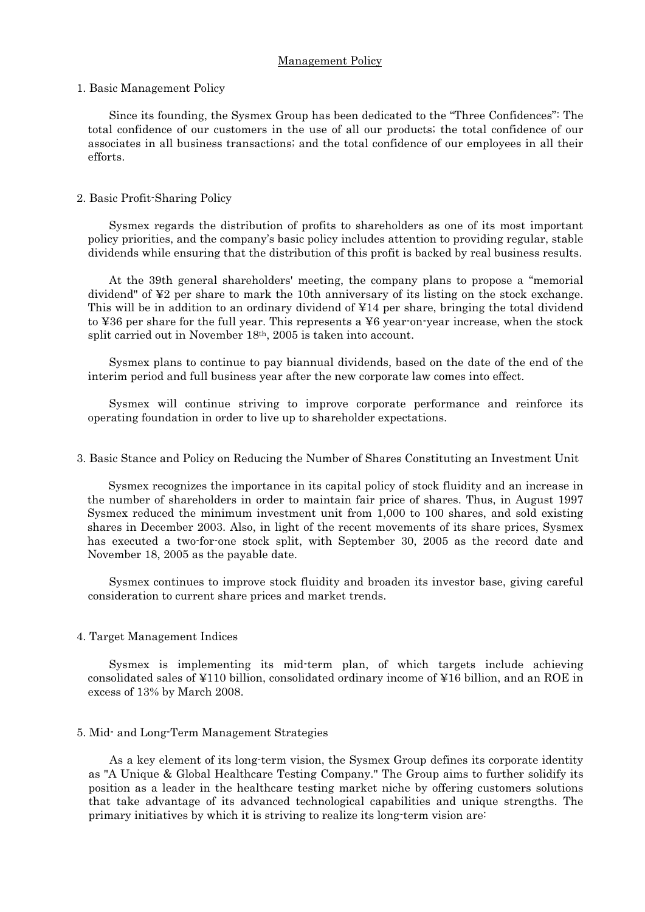# Management Policy

## 1. Basic Management Policy

Since its founding, the Sysmex Group has been dedicated to the "Three Confidences": The total confidence of our customers in the use of all our products; the total confidence of our associates in all business transactions; and the total confidence of our employees in all their efforts.

## 2. Basic Profit-Sharing Policy

Sysmex regards the distribution of profits to shareholders as one of its most important policy priorities, and the company's basic policy includes attention to providing regular, stable dividends while ensuring that the distribution of this profit is backed by real business results.

At the 39th general shareholders' meeting, the company plans to propose a "memorial dividend" of ¥2 per share to mark the 10th anniversary of its listing on the stock exchange. This will be in addition to an ordinary dividend of ¥14 per share, bringing the total dividend to ¥36 per share for the full year. This represents a ¥6 year-on-year increase, when the stock split carried out in November 18th, 2005 is taken into account.

Sysmex plans to continue to pay biannual dividends, based on the date of the end of the interim period and full business year after the new corporate law comes into effect.

Sysmex will continue striving to improve corporate performance and reinforce its operating foundation in order to live up to shareholder expectations.

## 3. Basic Stance and Policy on Reducing the Number of Shares Constituting an Investment Unit

Sysmex recognizes the importance in its capital policy of stock fluidity and an increase in the number of shareholders in order to maintain fair price of shares. Thus, in August 1997 Sysmex reduced the minimum investment unit from 1,000 to 100 shares, and sold existing shares in December 2003. Also, in light of the recent movements of its share prices, Sysmex has executed a two-for-one stock split, with September 30, 2005 as the record date and November 18, 2005 as the payable date.

Sysmex continues to improve stock fluidity and broaden its investor base, giving careful consideration to current share prices and market trends.

## 4. Target Management Indices

Sysmex is implementing its mid-term plan, of which targets include achieving consolidated sales of ¥110 billion, consolidated ordinary income of ¥16 billion, and an ROE in excess of 13% by March 2008.

## 5. Mid- and Long-Term Management Strategies

As a key element of its long-term vision, the Sysmex Group defines its corporate identity as "A Unique & Global Healthcare Testing Company." The Group aims to further solidify its position as a leader in the healthcare testing market niche by offering customers solutions that take advantage of its advanced technological capabilities and unique strengths. The primary initiatives by which it is striving to realize its long-term vision are: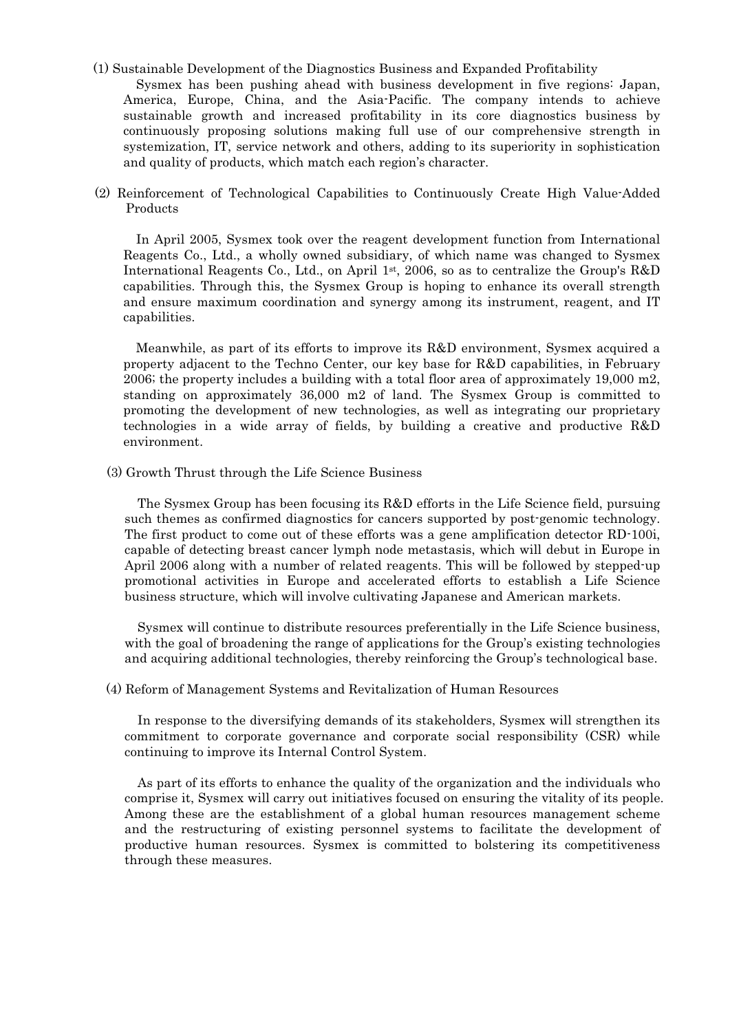(1) Sustainable Development of the Diagnostics Business and Expanded Profitability

Sysmex has been pushing ahead with business development in five regions: Japan, America, Europe, China, and the Asia-Pacific. The company intends to achieve sustainable growth and increased profitability in its core diagnostics business by continuously proposing solutions making full use of our comprehensive strength in systemization, IT, service network and others, adding to its superiority in sophistication and quality of products, which match each region's character.

(2) Reinforcement of Technological Capabilities to Continuously Create High Value-Added Products

In April 2005, Sysmex took over the reagent development function from International Reagents Co., Ltd., a wholly owned subsidiary, of which name was changed to Sysmex International Reagents Co., Ltd., on April 1st, 2006, so as to centralize the Group's R&D capabilities. Through this, the Sysmex Group is hoping to enhance its overall strength and ensure maximum coordination and synergy among its instrument, reagent, and IT capabilities.

Meanwhile, as part of its efforts to improve its R&D environment, Sysmex acquired a property adjacent to the Techno Center, our key base for R&D capabilities, in February 2006; the property includes a building with a total floor area of approximately 19,000 m2, standing on approximately 36,000 m2 of land. The Sysmex Group is committed to promoting the development of new technologies, as well as integrating our proprietary technologies in a wide array of fields, by building a creative and productive R&D environment.

(3) Growth Thrust through the Life Science Business

The Sysmex Group has been focusing its R&D efforts in the Life Science field, pursuing such themes as confirmed diagnostics for cancers supported by post-genomic technology. The first product to come out of these efforts was a gene amplification detector RD-100i, capable of detecting breast cancer lymph node metastasis, which will debut in Europe in April 2006 along with a number of related reagents. This will be followed by stepped-up promotional activities in Europe and accelerated efforts to establish a Life Science business structure, which will involve cultivating Japanese and American markets.

Sysmex will continue to distribute resources preferentially in the Life Science business, with the goal of broadening the range of applications for the Group's existing technologies and acquiring additional technologies, thereby reinforcing the Group's technological base.

(4) Reform of Management Systems and Revitalization of Human Resources

In response to the diversifying demands of its stakeholders, Sysmex will strengthen its commitment to corporate governance and corporate social responsibility (CSR) while continuing to improve its Internal Control System.

As part of its efforts to enhance the quality of the organization and the individuals who comprise it, Sysmex will carry out initiatives focused on ensuring the vitality of its people. Among these are the establishment of a global human resources management scheme and the restructuring of existing personnel systems to facilitate the development of productive human resources. Sysmex is committed to bolstering its competitiveness through these measures.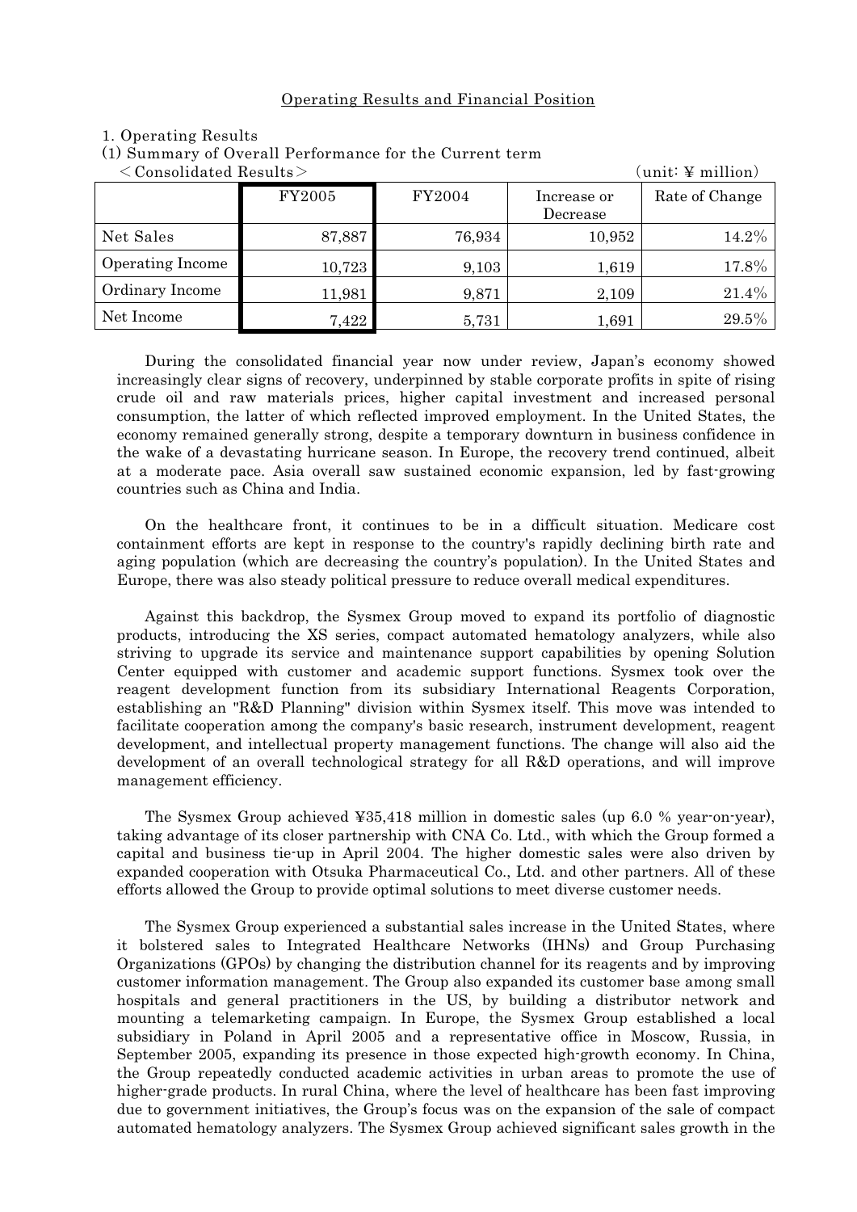## Operating Results and Financial Position

1. Operating Results

(1) Summary of Overall Performance for the Current term

＜Consolidated Results＞ (unit: ¥ million)

| | FY2005 | FY2004 | Increase or Decrease | Rate of Change |
|---|---|---|---|---|
| Net Sales | 87,887 | 76,934 | 10,952 | 14.2% |
| Operating Income | 10,723 | 9,103 | 1,619 | 17.8% |
| Ordinary Income | 11,981 | 9,871 | 2,109 | 21.4% |
| Net Income | 7,422 | 5,731 | 1,691 | 29.5% |

During the consolidated financial year now under review, Japan's economy showed increasingly clear signs of recovery, underpinned by stable corporate profits in spite of rising crude oil and raw materials prices, higher capital investment and increased personal consumption, the latter of which reflected improved employment. In the United States, the economy remained generally strong, despite a temporary downturn in business confidence in the wake of a devastating hurricane season. In Europe, the recovery trend continued, albeit at a moderate pace. Asia overall saw sustained economic expansion, led by fast-growing countries such as China and India.

On the healthcare front, it continues to be in a difficult situation. Medicare cost containment efforts are kept in response to the country's rapidly declining birth rate and aging population (which are decreasing the country's population). In the United States and Europe, there was also steady political pressure to reduce overall medical expenditures.

Against this backdrop, the Sysmex Group moved to expand its portfolio of diagnostic products, introducing the XS series, compact automated hematology analyzers, while also striving to upgrade its service and maintenance support capabilities by opening Solution Center equipped with customer and academic support functions. Sysmex took over the reagent development function from its subsidiary International Reagents Corporation, establishing an "R&D Planning" division within Sysmex itself. This move was intended to facilitate cooperation among the company's basic research, instrument development, reagent development, and intellectual property management functions. The change will also aid the development of an overall technological strategy for all R&D operations, and will improve management efficiency.

The Sysmex Group achieved ¥35,418 million in domestic sales (up 6.0 % year-on-year), taking advantage of its closer partnership with CNA Co. Ltd., with which the Group formed a capital and business tie-up in April 2004. The higher domestic sales were also driven by expanded cooperation with Otsuka Pharmaceutical Co., Ltd. and other partners. All of these efforts allowed the Group to provide optimal solutions to meet diverse customer needs.

The Sysmex Group experienced a substantial sales increase in the United States, where it bolstered sales to Integrated Healthcare Networks (IHNs) and Group Purchasing Organizations (GPOs) by changing the distribution channel for its reagents and by improving customer information management. The Group also expanded its customer base among small hospitals and general practitioners in the US, by building a distributor network and mounting a telemarketing campaign. In Europe, the Sysmex Group established a local subsidiary in Poland in April 2005 and a representative office in Moscow, Russia, in September 2005, expanding its presence in those expected high-growth economy. In China, the Group repeatedly conducted academic activities in urban areas to promote the use of higher-grade products. In rural China, where the level of healthcare has been fast improving due to government initiatives, the Group's focus was on the expansion of the sale of compact automated hematology analyzers. The Sysmex Group achieved significant sales growth in the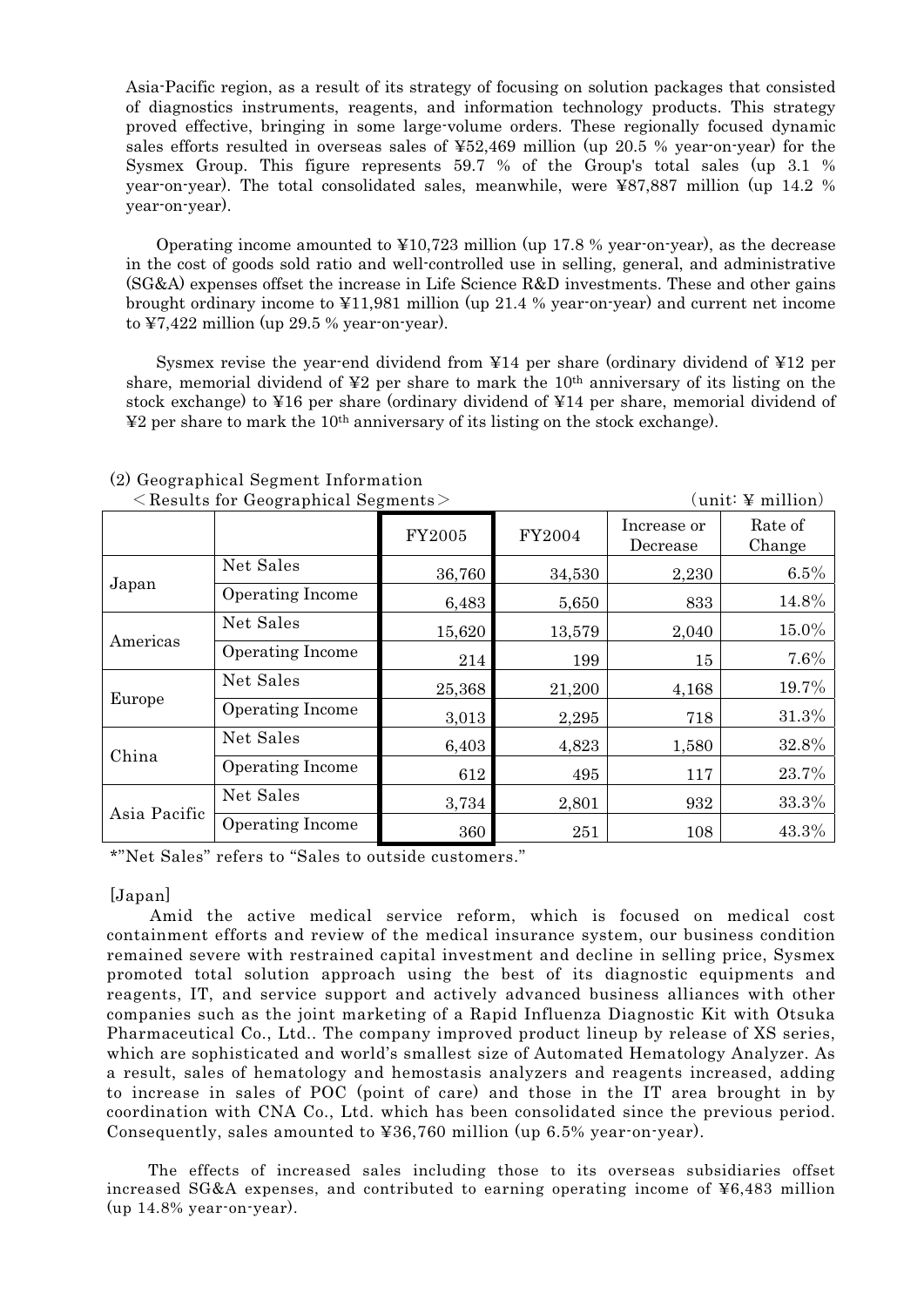Asia-Pacific region, as a result of its strategy of focusing on solution packages that consisted of diagnostics instruments, reagents, and information technology products. This strategy proved effective, bringing in some large-volume orders. These regionally focused dynamic sales efforts resulted in overseas sales of ¥52,469 million (up 20.5 % year-on-year) for the Sysmex Group. This figure represents 59.7 % of the Group's total sales (up 3.1 % year-on-year). The total consolidated sales, meanwhile, were ¥87,887 million (up 14.2 % year-on-year).

Operating income amounted to ¥10,723 million (up 17.8 % year-on-year), as the decrease in the cost of goods sold ratio and well-controlled use in selling, general, and administrative (SG&A) expenses offset the increase in Life Science R&D investments. These and other gains brought ordinary income to ¥11,981 million (up 21.4 % year-on-year) and current net income to ¥7,422 million (up 29.5 % year-on-year).

Sysmex revise the year-end dividend from ¥14 per share (ordinary dividend of ¥12 per share, memorial dividend of ¥2 per share to mark the 10th anniversary of its listing on the stock exchange) to ¥16 per share (ordinary dividend of ¥14 per share, memorial dividend of ¥2 per share to mark the 10th anniversary of its listing on the stock exchange).

(2) Geographical Segment Information

＜Results for Geographical Segments＞ (unit: ¥ million)

| | | FY2005 | FY2004 | Increase or Decrease | Rate of Change |
|---|---|---|---|---|---|
| Japan | Net Sales | 36,760 | 34,530 | 2,230 | 6.5% |
| | Operating Income | 6,483 | 5,650 | 833 | 14.8% |
| Americas | Net Sales | 15,620 | 13,579 | 2,040 | 15.0% |
| | Operating Income | 214 | 199 | 15 | 7.6% |
| Europe | Net Sales | 25,368 | 21,200 | 4,168 | 19.7% |
| | Operating Income | 3,013 | 2,295 | 718 | 31.3% |
| China | Net Sales | 6,403 | 4,823 | 1,580 | 32.8% |
| | Operating Income | 612 | 495 | 117 | 23.7% |
| Asia Pacific | Net Sales | 3,734 | 2,801 | 932 | 33.3% |
| | Operating Income | 360 | 251 | 108 | 43.3% |

*"Net Sales" refers to "Sales to outside customers."

[Japan]

Amid the active medical service reform, which is focused on medical cost containment efforts and review of the medical insurance system, our business condition remained severe with restrained capital investment and decline in selling price, Sysmex promoted total solution approach using the best of its diagnostic equipments and reagents, IT, and service support and actively advanced business alliances with other companies such as the joint marketing of a Rapid Influenza Diagnostic Kit with Otsuka Pharmaceutical Co., Ltd.. The company improved product lineup by release of XS series, which are sophisticated and world's smallest size of Automated Hematology Analyzer. As a result, sales of hematology and hemostasis analyzers and reagents increased, adding to increase in sales of POC (point of care) and those in the IT area brought in by coordination with CNA Co., Ltd. which has been consolidated since the previous period. Consequently, sales amounted to ¥36,760 million (up 6.5% year-on-year).

The effects of increased sales including those to its overseas subsidiaries offset increased SG&A expenses, and contributed to earning operating income of ¥6,483 million (up 14.8% year-on-year).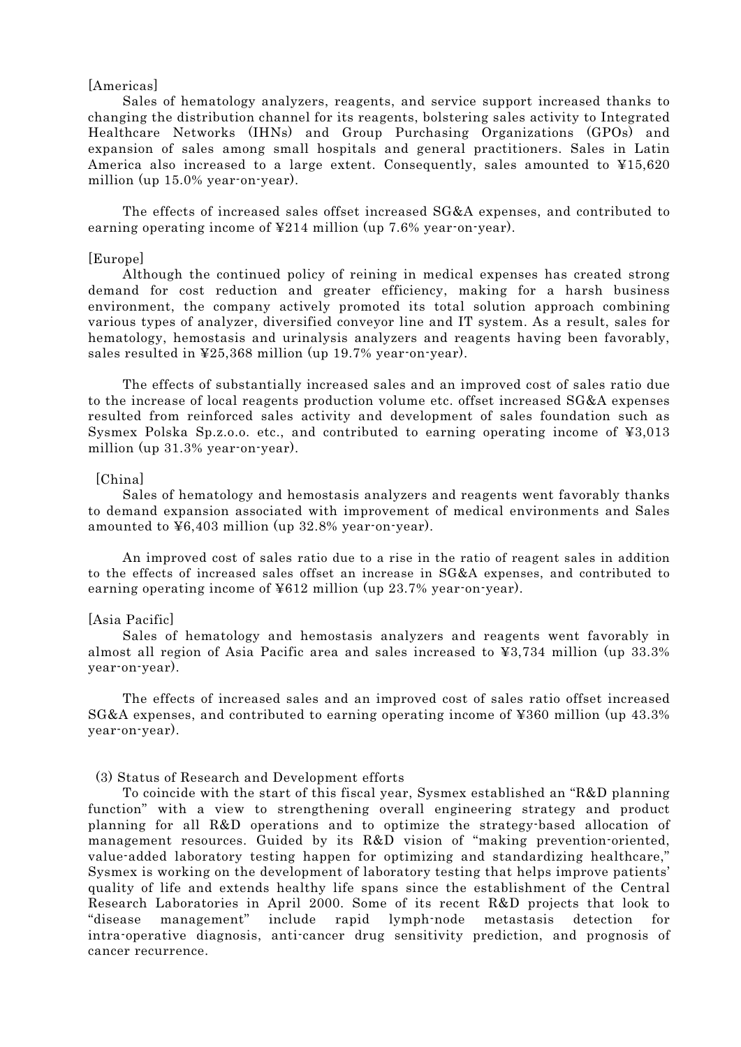[Americas]

Sales of hematology analyzers, reagents, and service support increased thanks to changing the distribution channel for its reagents, bolstering sales activity to Integrated Healthcare Networks (IHNs) and Group Purchasing Organizations (GPOs) and expansion of sales among small hospitals and general practitioners. Sales in Latin America also increased to a large extent. Consequently, sales amounted to ¥15,620 million (up 15.0% year-on-year).

The effects of increased sales offset increased SG&A expenses, and contributed to earning operating income of ¥214 million (up 7.6% year-on-year).

[Europe]

Although the continued policy of reining in medical expenses has created strong demand for cost reduction and greater efficiency, making for a harsh business environment, the company actively promoted its total solution approach combining various types of analyzer, diversified conveyor line and IT system. As a result, sales for hematology, hemostasis and urinalysis analyzers and reagents having been favorably, sales resulted in ¥25,368 million (up 19.7% year-on-year).

The effects of substantially increased sales and an improved cost of sales ratio due to the increase of local reagents production volume etc. offset increased SG&A expenses resulted from reinforced sales activity and development of sales foundation such as Sysmex Polska Sp.z.o.o. etc., and contributed to earning operating income of ¥3,013 million (up 31.3% year-on-year).

[China]

Sales of hematology and hemostasis analyzers and reagents went favorably thanks to demand expansion associated with improvement of medical environments and Sales amounted to ¥6,403 million (up 32.8% year-on-year).

An improved cost of sales ratio due to a rise in the ratio of reagent sales in addition to the effects of increased sales offset an increase in SG&A expenses, and contributed to earning operating income of ¥612 million (up 23.7% year-on-year).

[Asia Pacific]

Sales of hematology and hemostasis analyzers and reagents went favorably in almost all region of Asia Pacific area and sales increased to ¥3,734 million (up 33.3% year-on-year).

The effects of increased sales and an improved cost of sales ratio offset increased SG&A expenses, and contributed to earning operating income of ¥360 million (up 43.3% year-on-year).

(3) Status of Research and Development efforts

To coincide with the start of this fiscal year, Sysmex established an "R&D planning function" with a view to strengthening overall engineering strategy and product planning for all R&D operations and to optimize the strategy-based allocation of management resources. Guided by its R&D vision of "making prevention-oriented, value-added laboratory testing happen for optimizing and standardizing healthcare," Sysmex is working on the development of laboratory testing that helps improve patients' quality of life and extends healthy life spans since the establishment of the Central Research Laboratories in April 2000. Some of its recent R&D projects that look to "disease management" include rapid lymph-node metastasis detection for intra-operative diagnosis, anti-cancer drug sensitivity prediction, and prognosis of cancer recurrence.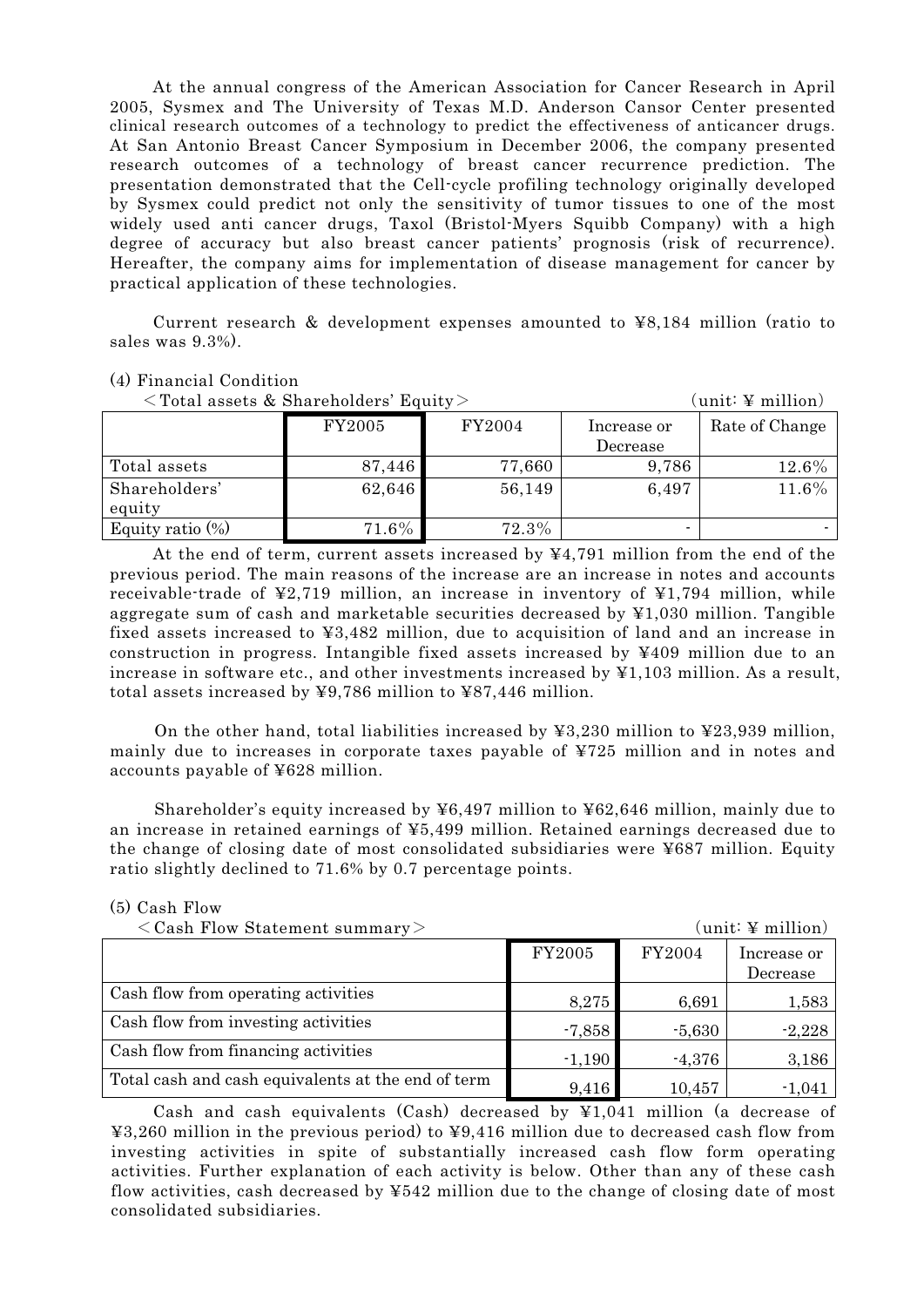At the annual congress of the American Association for Cancer Research in April 2005, Sysmex and The University of Texas M.D. Anderson Cansor Center presented clinical research outcomes of a technology to predict the effectiveness of anticancer drugs. At San Antonio Breast Cancer Symposium in December 2006, the company presented research outcomes of a technology of breast cancer recurrence prediction. The presentation demonstrated that the Cell-cycle profiling technology originally developed by Sysmex could predict not only the sensitivity of tumor tissues to one of the most widely used anti cancer drugs, Taxol (Bristol-Myers Squibb Company) with a high degree of accuracy but also breast cancer patients' prognosis (risk of recurrence). Hereafter, the company aims for implementation of disease management for cancer by practical application of these technologies.

Current research & development expenses amounted to ¥8,184 million (ratio to sales was 9.3%).

(4) Financial Condition

＜Total assets & Shareholders' Equity＞ (unit: ¥ million)

| | FY2005 | FY2004 | Increase or Decrease | Rate of Change |
|---|---|---|---|---|
| Total assets | 87,446 | 77,660 | 9,786 | 12.6% |
| Shareholders' equity | 62,646 | 56,149 | 6,497 | 11.6% |
| Equity ratio (%) | 71.6% | 72.3% | - | - |

At the end of term, current assets increased by ¥4,791 million from the end of the previous period. The main reasons of the increase are an increase in notes and accounts receivable-trade of ¥2,719 million, an increase in inventory of ¥1,794 million, while aggregate sum of cash and marketable securities decreased by ¥1,030 million. Tangible fixed assets increased to ¥3,482 million, due to acquisition of land and an increase in construction in progress. Intangible fixed assets increased by ¥409 million due to an increase in software etc., and other investments increased by ¥1,103 million. As a result, total assets increased by ¥9,786 million to ¥87,446 million.

On the other hand, total liabilities increased by ¥3,230 million to ¥23,939 million, mainly due to increases in corporate taxes payable of ¥725 million and in notes and accounts payable of ¥628 million.

Shareholder's equity increased by ¥6,497 million to ¥62,646 million, mainly due to an increase in retained earnings of ¥5,499 million. Retained earnings decreased due to the change of closing date of most consolidated subsidiaries were ¥687 million. Equity ratio slightly declined to 71.6% by 0.7 percentage points.

(5) Cash Flow

＜Cash Flow Statement summary＞ (unit: ¥ million)

| | FY2005 | FY2004 | Increase or Decrease |
|---|---|---|---|
| Cash flow from operating activities | 8,275 | 6,691 | 1,583 |
| Cash flow from investing activities | -7,858 | -5,630 | -2,228 |
| Cash flow from financing activities | -1,190 | -4,376 | 3,186 |
| Total cash and cash equivalents at the end of term | 9,416 | 10,457 | -1,041 |

Cash and cash equivalents (Cash) decreased by ¥1,041 million (a decrease of ¥3,260 million in the previous period) to ¥9,416 million due to decreased cash flow from investing activities in spite of substantially increased cash flow form operating activities. Further explanation of each activity is below. Other than any of these cash flow activities, cash decreased by ¥542 million due to the change of closing date of most consolidated subsidiaries.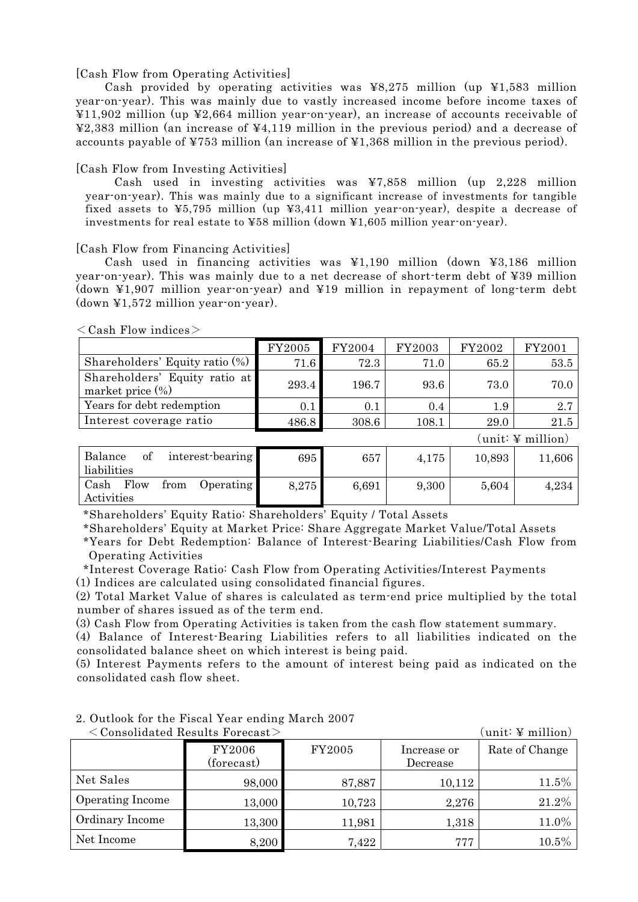[Cash Flow from Operating Activities]

Cash provided by operating activities was ¥8,275 million (up ¥1,583 million year-on-year). This was mainly due to vastly increased income before income taxes of ¥11,902 million (up ¥2,664 million year-on-year), an increase of accounts receivable of ¥2,383 million (an increase of ¥4,119 million in the previous period) and a decrease of accounts payable of ¥753 million (an increase of ¥1,368 million in the previous period).

[Cash Flow from Investing Activities]

Cash used in investing activities was ¥7,858 million (up 2,228 million year-on-year). This was mainly due to a significant increase of investments for tangible fixed assets to ¥5,795 million (up ¥3,411 million year-on-year), despite a decrease of investments for real estate to ¥58 million (down ¥1,605 million year-on-year).

[Cash Flow from Financing Activities]

Cash used in financing activities was ¥1,190 million (down ¥3,186 million year-on-year). This was mainly due to a net decrease of short-term debt of ¥39 million (down ¥1,907 million year-on-year) and ¥19 million in repayment of long-term debt (down ¥1,572 million year-on-year).

<Cash Flow indices>

| | FY2005 | FY2004 | FY2003 | FY2002 | FY2001 |
|---|---|---|---|---|---|
| Shareholders' Equity ratio (%) | 71.6 | 72.3 | 71.0 | 65.2 | 53.5 |
| Shareholders' Equity ratio at market price (%) | 293.4 | 196.7 | 93.6 | 73.0 | 70.0 |
| Years for debt redemption | 0.1 | 0.1 | 0.4 | 1.9 | 2.7 |
| Interest coverage ratio | 486.8 | 308.6 | 108.1 | 29.0 | 21.5 |

(unit: ¥ million)

| | | | | | |
|---|---|---|---|---|---|
| Balance of interest-bearing liabilities | 695 | 657 | 4,175 | 10,893 | 11,606 |
| Cash Flow from Operating Activities | 8,275 | 6,691 | 9,300 | 5,604 | 4,234 |

*Shareholders' Equity Ratio: Shareholders' Equity / Total Assets

*Shareholders' Equity at Market Price: Share Aggregate Market Value/Total Assets

*Years for Debt Redemption: Balance of Interest-Bearing Liabilities/Cash Flow from Operating Activities

*Interest Coverage Ratio: Cash Flow from Operating Activities/Interest Payments

(1) Indices are calculated using consolidated financial figures.

(2) Total Market Value of shares is calculated as term-end price multiplied by the total number of shares issued as of the term end.

(3) Cash Flow from Operating Activities is taken from the cash flow statement summary.

(4) Balance of Interest-Bearing Liabilities refers to all liabilities indicated on the consolidated balance sheet on which interest is being paid.

(5) Interest Payments refers to the amount of interest being paid as indicated on the consolidated cash flow sheet.

## 2. Outlook for the Fiscal Year ending March 2007

<Consolidated Results Forecast> (unit: ¥ million)

| | FY2006 (forecast) | FY2005 | Increase or Decrease | Rate of Change |
|---|---|---|---|---|
| Net Sales | 98,000 | 87,887 | 10,112 | 11.5% |
| Operating Income | 13,000 | 10,723 | 2,276 | 21.2% |
| Ordinary Income | 13,300 | 11,981 | 1,318 | 11.0% |
| Net Income | 8,200 | 7,422 | 777 | 10.5% |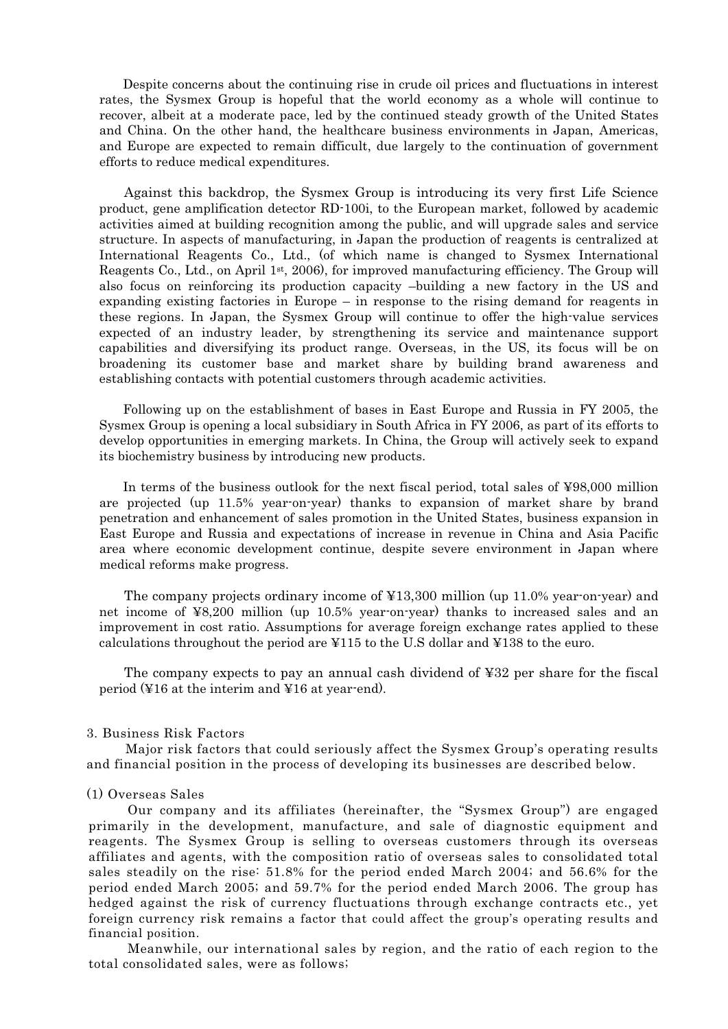Despite concerns about the continuing rise in crude oil prices and fluctuations in interest rates, the Sysmex Group is hopeful that the world economy as a whole will continue to recover, albeit at a moderate pace, led by the continued steady growth of the United States and China. On the other hand, the healthcare business environments in Japan, Americas, and Europe are expected to remain difficult, due largely to the continuation of government efforts to reduce medical expenditures.

Against this backdrop, the Sysmex Group is introducing its very first Life Science product, gene amplification detector RD-100i, to the European market, followed by academic activities aimed at building recognition among the public, and will upgrade sales and service structure. In aspects of manufacturing, in Japan the production of reagents is centralized at International Reagents Co., Ltd., (of which name is changed to Sysmex International Reagents Co., Ltd., on April 1st, 2006), for improved manufacturing efficiency. The Group will also focus on reinforcing its production capacity –building a new factory in the US and expanding existing factories in Europe – in response to the rising demand for reagents in these regions. In Japan, the Sysmex Group will continue to offer the high-value services expected of an industry leader, by strengthening its service and maintenance support capabilities and diversifying its product range. Overseas, in the US, its focus will be on broadening its customer base and market share by building brand awareness and establishing contacts with potential customers through academic activities.

Following up on the establishment of bases in East Europe and Russia in FY 2005, the Sysmex Group is opening a local subsidiary in South Africa in FY 2006, as part of its efforts to develop opportunities in emerging markets. In China, the Group will actively seek to expand its biochemistry business by introducing new products.

In terms of the business outlook for the next fiscal period, total sales of ¥98,000 million are projected (up 11.5% year-on-year) thanks to expansion of market share by brand penetration and enhancement of sales promotion in the United States, business expansion in East Europe and Russia and expectations of increase in revenue in China and Asia Pacific area where economic development continue, despite severe environment in Japan where medical reforms make progress.

The company projects ordinary income of ¥13,300 million (up 11.0% year-on-year) and net income of ¥8,200 million (up 10.5% year-on-year) thanks to increased sales and an improvement in cost ratio. Assumptions for average foreign exchange rates applied to these calculations throughout the period are ¥115 to the U.S dollar and ¥138 to the euro.

The company expects to pay an annual cash dividend of ¥32 per share for the fiscal period (¥16 at the interim and ¥16 at year-end).

## 3. Business Risk Factors

Major risk factors that could seriously affect the Sysmex Group's operating results and financial position in the process of developing its businesses are described below.

### (1) Overseas Sales

Our company and its affiliates (hereinafter, the "Sysmex Group") are engaged primarily in the development, manufacture, and sale of diagnostic equipment and reagents. The Sysmex Group is selling to overseas customers through its overseas affiliates and agents, with the composition ratio of overseas sales to consolidated total sales steadily on the rise: 51.8% for the period ended March 2004; and 56.6% for the period ended March 2005; and 59.7% for the period ended March 2006. The group has hedged against the risk of currency fluctuations through exchange contracts etc., yet foreign currency risk remains a factor that could affect the group's operating results and financial position.

Meanwhile, our international sales by region, and the ratio of each region to the total consolidated sales, were as follows;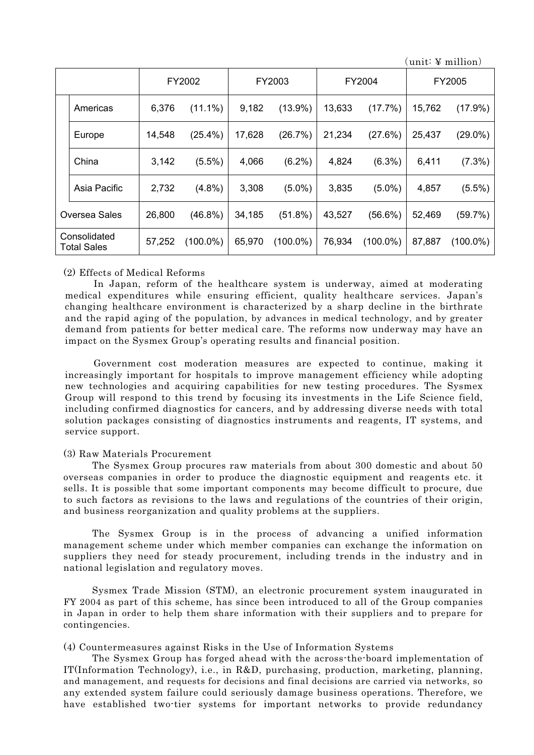(unit: ¥ million)

| | FY2002 | | FY2003 | | FY2004 | | FY2005 | |
|---|---|---|---|---|---|---|---|---|
| Americas | 6,376 | (11.1%) | 9,182 | (13.9%) | 13,633 | (17.7%) | 15,762 | (17.9%) |
| Europe | 14,548 | (25.4%) | 17,628 | (26.7%) | 21,234 | (27.6%) | 25,437 | (29.0%) |
| China | 3,142 | (5.5%) | 4,066 | (6.2%) | 4,824 | (6.3%) | 6,411 | (7.3%) |
| Asia Pacific | 2,732 | (4.8%) | 3,308 | (5.0%) | 3,835 | (5.0%) | 4,857 | (5.5%) |
| Oversea Sales | 26,800 | (46.8%) | 34,185 | (51.8%) | 43,527 | (56.6%) | 52,469 | (59.7%) |
| Consolidated Total Sales | 57,252 | (100.0%) | 65,970 | (100.0%) | 76,934 | (100.0%) | 87,887 | (100.0%) |

(2) Effects of Medical Reforms

In Japan, reform of the healthcare system is underway, aimed at moderating medical expenditures while ensuring efficient, quality healthcare services. Japan's changing healthcare environment is characterized by a sharp decline in the birthrate and the rapid aging of the population, by advances in medical technology, and by greater demand from patients for better medical care. The reforms now underway may have an impact on the Sysmex Group's operating results and financial position.

Government cost moderation measures are expected to continue, making it increasingly important for hospitals to improve management efficiency while adopting new technologies and acquiring capabilities for new testing procedures. The Sysmex Group will respond to this trend by focusing its investments in the Life Science field, including confirmed diagnostics for cancers, and by addressing diverse needs with total solution packages consisting of diagnostics instruments and reagents, IT systems, and service support.

(3) Raw Materials Procurement

The Sysmex Group procures raw materials from about 300 domestic and about 50 overseas companies in order to produce the diagnostic equipment and reagents etc. it sells. It is possible that some important components may become difficult to procure, due to such factors as revisions to the laws and regulations of the countries of their origin, and business reorganization and quality problems at the suppliers.

The Sysmex Group is in the process of advancing a unified information management scheme under which member companies can exchange the information on suppliers they need for steady procurement, including trends in the industry and in national legislation and regulatory moves.

Sysmex Trade Mission (STM), an electronic procurement system inaugurated in FY 2004 as part of this scheme, has since been introduced to all of the Group companies in Japan in order to help them share information with their suppliers and to prepare for contingencies.

(4) Countermeasures against Risks in the Use of Information Systems

The Sysmex Group has forged ahead with the across-the-board implementation of IT(Information Technology), i.e., in R&D, purchasing, production, marketing, planning, and management, and requests for decisions and final decisions are carried via networks, so any extended system failure could seriously damage business operations. Therefore, we have established two-tier systems for important networks to provide redundancy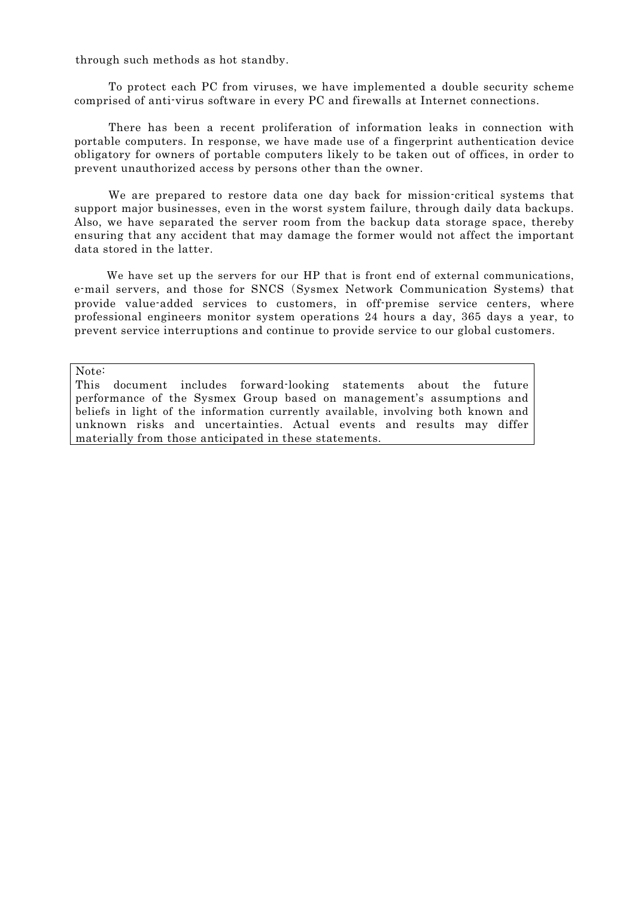through such methods as hot standby.

To protect each PC from viruses, we have implemented a double security scheme comprised of anti-virus software in every PC and firewalls at Internet connections.

There has been a recent proliferation of information leaks in connection with portable computers. In response, we have made use of a fingerprint authentication device obligatory for owners of portable computers likely to be taken out of offices, in order to prevent unauthorized access by persons other than the owner.

We are prepared to restore data one day back for mission-critical systems that support major businesses, even in the worst system failure, through daily data backups. Also, we have separated the server room from the backup data storage space, thereby ensuring that any accident that may damage the former would not affect the important data stored in the latter.

We have set up the servers for our HP that is front end of external communications, e-mail servers, and those for SNCS (Sysmex Network Communication Systems) that provide value-added services to customers, in off-premise service centers, where professional engineers monitor system operations 24 hours a day, 365 days a year, to prevent service interruptions and continue to provide service to our global customers.

Note:
This document includes forward-looking statements about the future performance of the Sysmex Group based on management's assumptions and beliefs in light of the information currently available, involving both known and unknown risks and uncertainties. Actual events and results may differ materially from those anticipated in these statements.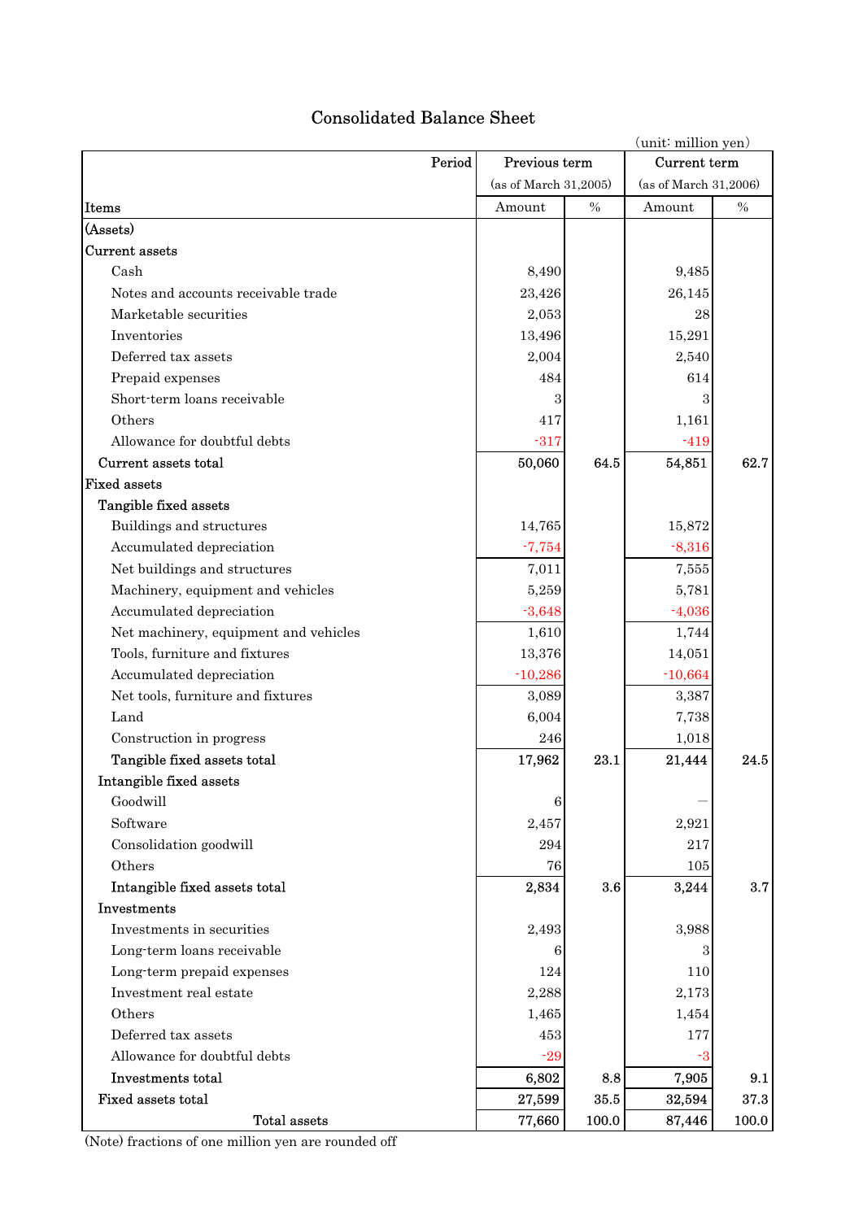# Consolidated Balance Sheet

(unit: million yen)

| Items | Previous term (as of March 31,2005) Amount | % | Current term (as of March 31,2006) Amount | % |
|---|---|---|---|---|
| (Assets) | | | | |
| Current assets | | | | |
| Cash | 8,490 | | 9,485 | |
| Notes and accounts receivable trade | 23,426 | | 26,145 | |
| Marketable securities | 2,053 | | 28 | |
| Inventories | 13,496 | | 15,291 | |
| Deferred tax assets | 2,004 | | 2,540 | |
| Prepaid expenses | 484 | | 614 | |
| Short-term loans receivable | 3 | | 3 | |
| Others | 417 | | 1,161 | |
| Allowance for doubtful debts | -317 | | -419 | |
| **Current assets total** | **50,060** | **64.5** | **54,851** | **62.7** |
| Fixed assets | | | | |
| Tangible fixed assets | | | | |
| Buildings and structures | 14,765 | | 15,872 | |
| Accumulated depreciation | -7,754 | | -8,316 | |
| Net buildings and structures | 7,011 | | 7,555 | |
| Machinery, equipment and vehicles | 5,259 | | 5,781 | |
| Accumulated depreciation | -3,648 | | -4,036 | |
| Net machinery, equipment and vehicles | 1,610 | | 1,744 | |
| Tools, furniture and fixtures | 13,376 | | 14,051 | |
| Accumulated depreciation | -10,286 | | -10,664 | |
| Net tools, furniture and fixtures | 3,089 | | 3,387 | |
| Land | 6,004 | | 7,738 | |
| Construction in progress | 246 | | 1,018 | |
| **Tangible fixed assets total** | **17,962** | **23.1** | **21,444** | **24.5** |
| Intangible fixed assets | | | | |
| Goodwill | 6 | | — | |
| Software | 2,457 | | 2,921 | |
| Consolidation goodwill | 294 | | 217 | |
| Others | 76 | | 105 | |
| **Intangible fixed assets total** | **2,834** | **3.6** | **3,244** | **3.7** |
| Investments | | | | |
| Investments in securities | 2,493 | | 3,988 | |
| Long-term loans receivable | 6 | | 3 | |
| Long-term prepaid expenses | 124 | | 110 | |
| Investment real estate | 2,288 | | 2,173 | |
| Others | 1,465 | | 1,454 | |
| Deferred tax assets | 453 | | 177 | |
| Allowance for doubtful debts | -29 | | -3 | |
| **Investments total** | **6,802** | **8.8** | **7,905** | **9.1** |
| **Fixed assets total** | **27,599** | **35.5** | **32,594** | **37.3** |
| **Total assets** | **77,660** | **100.0** | **87,446** | **100.0** |

(Note) fractions of one million yen are rounded off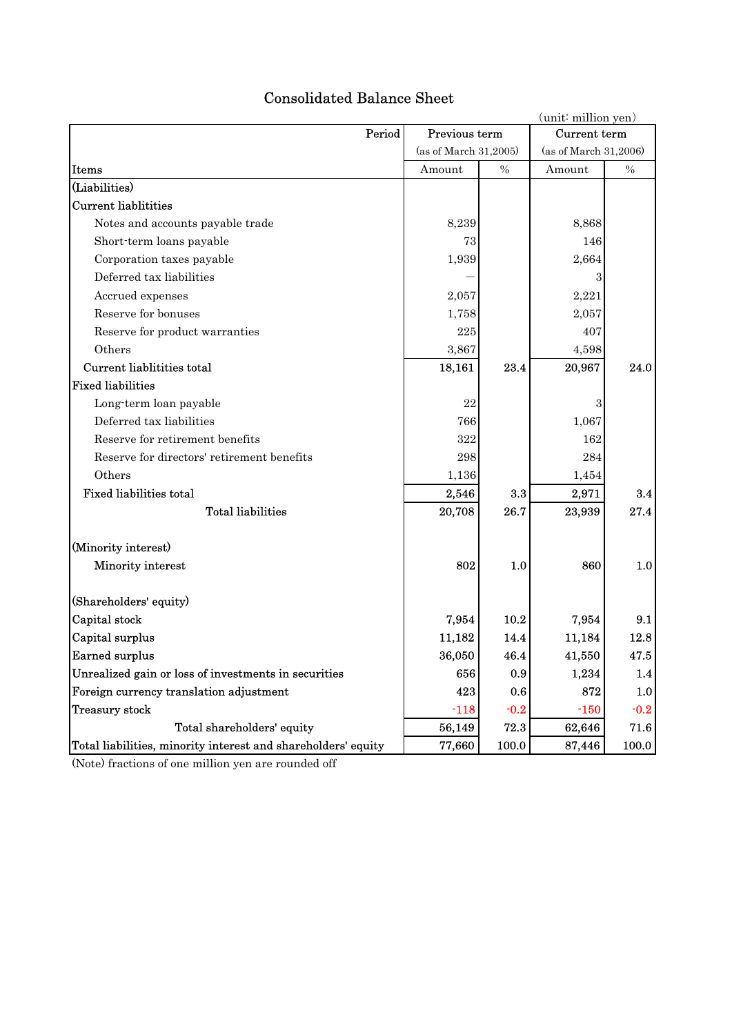# Consolidated Balance Sheet

(unit: million yen)

| Period | Previous term | | Current term | |
|---|---|---|---|---|
| | (as of March 31,2005) | | (as of March 31,2006) | |
| Items | Amount | % | Amount | % |
| (Liabilities) | | | | |
| Current liablitities | | | | |
| Notes and accounts payable trade | 8,239 | | 8,868 | |
| Short-term loans payable | 73 | | 146 | |
| Corporation taxes payable | 1,939 | | 2,664 | |
| Deferred tax liabilities | — | | 3 | |
| Accrued expenses | 2,057 | | 2,221 | |
| Reserve for bonuses | 1,758 | | 2,057 | |
| Reserve for product warranties | 225 | | 407 | |
| Others | 3,867 | | 4,598 | |
| Current liablitities total | 18,161 | 23.4 | 20,967 | 24.0 |
| Fixed liabilities | | | | |
| Long-term loan payable | 22 | | 3 | |
| Deferred tax liabilities | 766 | | 1,067 | |
| Reserve for retirement benefits | 322 | | 162 | |
| Reserve for directors' retirement benefits | 298 | | 284 | |
| Others | 1,136 | | 1,454 | |
| Fixed liabilities total | 2,546 | 3.3 | 2,971 | 3.4 |
| Total liabilities | 20,708 | 26.7 | 23,939 | 27.4 |
| (Minority interest) | | | | |
| Minority interest | 802 | 1.0 | 860 | 1.0 |
| (Shareholders' equity) | | | | |
| Capital stock | 7,954 | 10.2 | 7,954 | 9.1 |
| Capital surplus | 11,182 | 14.4 | 11,184 | 12.8 |
| Earned surplus | 36,050 | 46.4 | 41,550 | 47.5 |
| Unrealized gain or loss of investments in securities | 656 | 0.9 | 1,234 | 1.4 |
| Foreign currency translation adjustment | 423 | 0.6 | 872 | 1.0 |
| Treasury stock | -118 | -0.2 | -150 | -0.2 |
| Total shareholders' equity | 56,149 | 72.3 | 62,646 | 71.6 |
| Total liabilities, minority interest and shareholders' equity | 77,660 | 100.0 | 87,446 | 100.0 |

(Note) fractions of one million yen are rounded off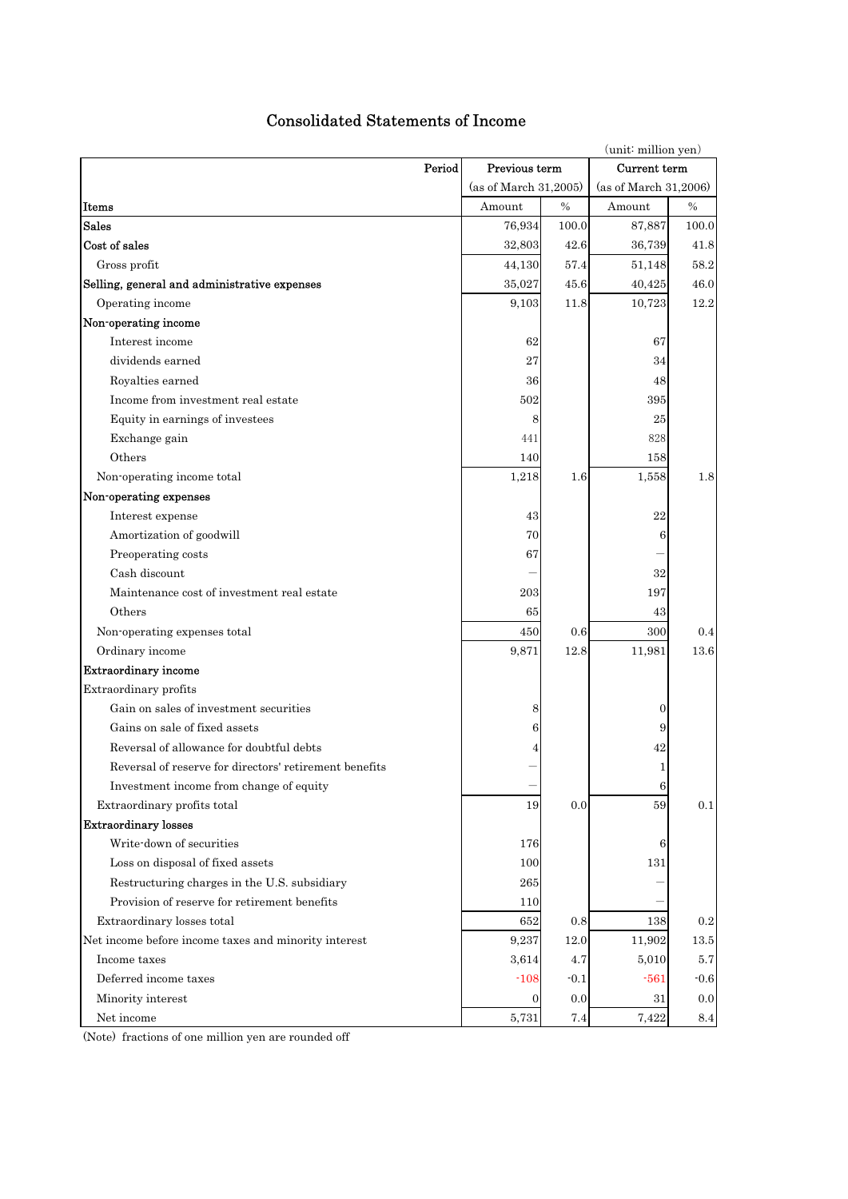# Consolidated Statements of Income

(unit: million yen)

| Period | Previous term | | Current term | |
|---|---|---|---|---|
| | (as of March 31,2005) | | (as of March 31,2006) | |
| Items | Amount | % | Amount | % |
| Sales | 76,934 | 100.0 | 87,887 | 100.0 |
| Cost of sales | 32,803 | 42.6 | 36,739 | 41.8 |
| Gross profit | 44,130 | 57.4 | 51,148 | 58.2 |
| Selling, general and administrative expenses | 35,027 | 45.6 | 40,425 | 46.0 |
| Operating income | 9,103 | 11.8 | 10,723 | 12.2 |
| Non-operating income | | | | |
| Interest income | 62 | | 67 | |
| dividends earned | 27 | | 34 | |
| Royalties earned | 36 | | 48 | |
| Income from investment real estate | 502 | | 395 | |
| Equity in earnings of investees | 8 | | 25 | |
| Exchange gain | 441 | | 828 | |
| Others | 140 | | 158 | |
| Non-operating income total | 1,218 | 1.6 | 1,558 | 1.8 |
| Non-operating expenses | | | | |
| Interest expense | 43 | | 22 | |
| Amortization of goodwill | 70 | | 6 | |
| Preoperating costs | 67 | | ― | |
| Cash discount | ― | | 32 | |
| Maintenance cost of investment real estate | 203 | | 197 | |
| Others | 65 | | 43 | |
| Non-operating expenses total | 450 | 0.6 | 300 | 0.4 |
| Ordinary income | 9,871 | 12.8 | 11,981 | 13.6 |
| Extraordinary income | | | | |
| Extraordinary profits | | | | |
| Gain on sales of investment securities | 8 | | 0 | |
| Gains on sale of fixed assets | 6 | | 9 | |
| Reversal of allowance for doubtful debts | 4 | | 42 | |
| Reversal of reserve for directors' retirement benefits | ― | | 1 | |
| Investment income from change of equity | ― | | 6 | |
| Extraordinary profits total | 19 | 0.0 | 59 | 0.1 |
| Extraordinary losses | | | | |
| Write-down of securities | 176 | | 6 | |
| Loss on disposal of fixed assets | 100 | | 131 | |
| Restructuring charges in the U.S. subsidiary | 265 | | ― | |
| Provision of reserve for retirement benefits | 110 | | ― | |
| Extraordinary losses total | 652 | 0.8 | 138 | 0.2 |
| Net income before income taxes and minority interest | 9,237 | 12.0 | 11,902 | 13.5 |
| Income taxes | 3,614 | 4.7 | 5,010 | 5.7 |
| Deferred income taxes | -108 | -0.1 | -561 | -0.6 |
| Minority interest | 0 | 0.0 | 31 | 0.0 |
| Net income | 5,731 | 7.4 | 7,422 | 8.4 |

(Note) fractions of one million yen are rounded off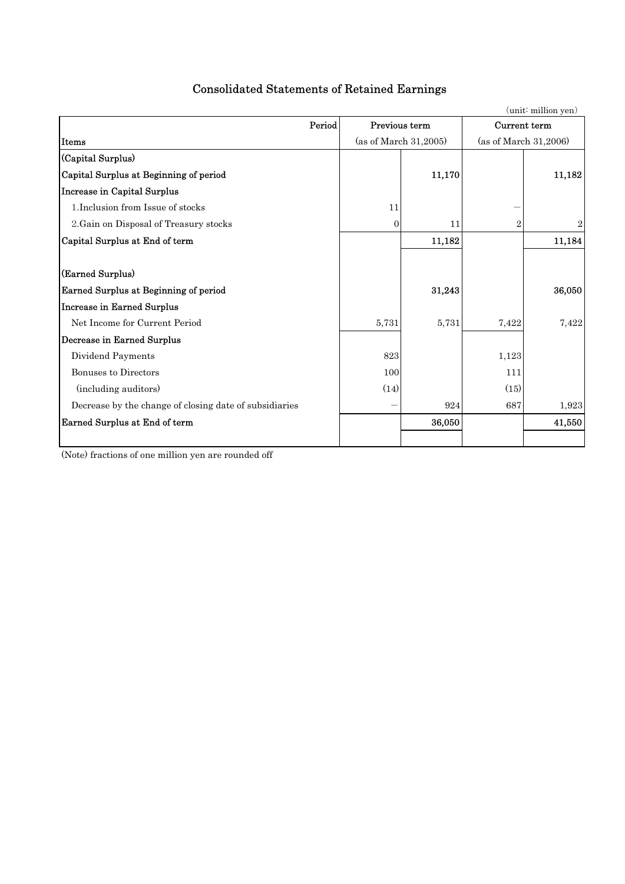# Consolidated Statements of Retained Earnings

(unit: million yen)

| Items / Period | Previous term (as of March 31,2005) | | Current term (as of March 31,2006) | |
|---|---|---|---|---|
| (Capital Surplus) | | | | |
| Capital Surplus at Beginning of period | | 11,170 | | 11,182 |
| Increase in Capital Surplus | | | | |
| 1.Inclusion from Issue of stocks | 11 | | — | |
| 2.Gain on Disposal of Treasury stocks | 0 | 11 | 2 | 2 |
| Capital Surplus at End of term | | 11,182 | | 11,184 |
| (Earned Surplus) | | | | |
| Earned Surplus at Beginning of period | | 31,243 | | 36,050 |
| Increase in Earned Surplus | | | | |
| Net Income for Current Period | 5,731 | 5,731 | 7,422 | 7,422 |
| Decrease in Earned Surplus | | | | |
| Dividend Payments | 823 | | 1,123 | |
| Bonuses to Directors | 100 | | 111 | |
| (including auditors) | (14) | | (15) | |
| Decrease by the change of closing date of subsidiaries | — | 924 | 687 | 1,923 |
| Earned Surplus at End of term | | 36,050 | | 41,550 |

(Note) fractions of one million yen are rounded off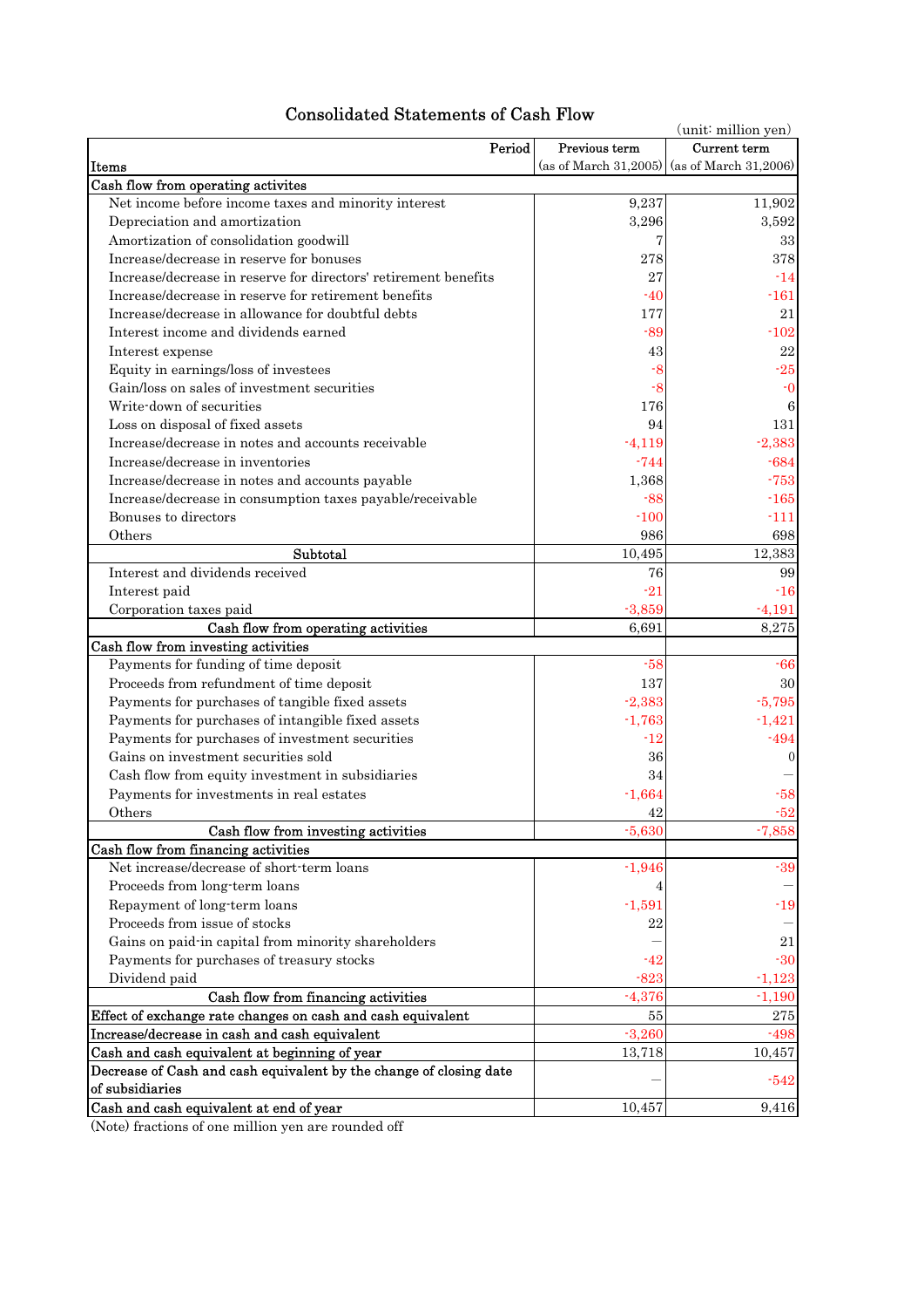# Consolidated Statements of Cash Flow

(unit: million yen)

| Items / Period | Previous term (as of March 31,2005) | Current term (as of March 31,2006) |
|---|---|---|
| **Cash flow from operating activites** | | |
| Net income before income taxes and minority interest | 9,237 | 11,902 |
| Depreciation and amortization | 3,296 | 3,592 |
| Amortization of consolidation goodwill | 7 | 33 |
| Increase/decrease in reserve for bonuses | 278 | 378 |
| Increase/decrease in reserve for directors' retirement benefits | 27 | -14 |
| Increase/decrease in reserve for retirement benefits | -40 | -161 |
| Increase/decrease in allowance for doubtful debts | 177 | 21 |
| Interest income and dividends earned | -89 | -102 |
| Interest expense | 43 | 22 |
| Equity in earnings/loss of investees | -8 | -25 |
| Gain/loss on sales of investment securities | -8 | -0 |
| Write-down of securities | 176 | 6 |
| Loss on disposal of fixed assets | 94 | 131 |
| Increase/decrease in notes and accounts receivable | -4,119 | -2,383 |
| Increase/decrease in inventories | -744 | -684 |
| Increase/decrease in notes and accounts payable | 1,368 | -753 |
| Increase/decrease in consumption taxes payable/receivable | -88 | -165 |
| Bonuses to directors | -100 | -111 |
| Others | 986 | 698 |
| Subtotal | 10,495 | 12,383 |
| Interest and dividends received | 76 | 99 |
| Interest paid | -21 | -16 |
| Corporation taxes paid | -3,859 | -4,191 |
| Cash flow from operating activities | 6,691 | 8,275 |
| **Cash flow from investing activities** | | |
| Payments for funding of time deposit | -58 | -66 |
| Proceeds from refundment of time deposit | 137 | 30 |
| Payments for purchases of tangible fixed assets | -2,383 | -5,795 |
| Payments for purchases of intangible fixed assets | -1,763 | -1,421 |
| Payments for purchases of investment securities | -12 | -494 |
| Gains on investment securities sold | 36 | 0 |
| Cash flow from equity investment in subsidiaries | 34 | — |
| Payments for investments in real estates | -1,664 | -58 |
| Others | 42 | -52 |
| Cash flow from investing activities | -5,630 | -7,858 |
| **Cash flow from financing activities** | | |
| Net increase/decrease of short-term loans | -1,946 | -39 |
| Proceeds from long-term loans | 4 | — |
| Repayment of long-term loans | -1,591 | -19 |
| Proceeds from issue of stocks | 22 | — |
| Gains on paid-in capital from minority shareholders | — | 21 |
| Payments for purchases of treasury stocks | -42 | -30 |
| Dividend paid | -823 | -1,123 |
| Cash flow from financing activities | -4,376 | -1,190 |
| Effect of exchange rate changes on cash and cash equivalent | 55 | 275 |
| Increase/decrease in cash and cash equivalent | -3,260 | -498 |
| Cash and cash equivalent at beginning of year | 13,718 | 10,457 |
| Decrease of Cash and cash equivalent by the change of closing date of subsidiaries | — | -542 |
| Cash and cash equivalent at end of year | 10,457 | 9,416 |

(Note) fractions of one million yen are rounded off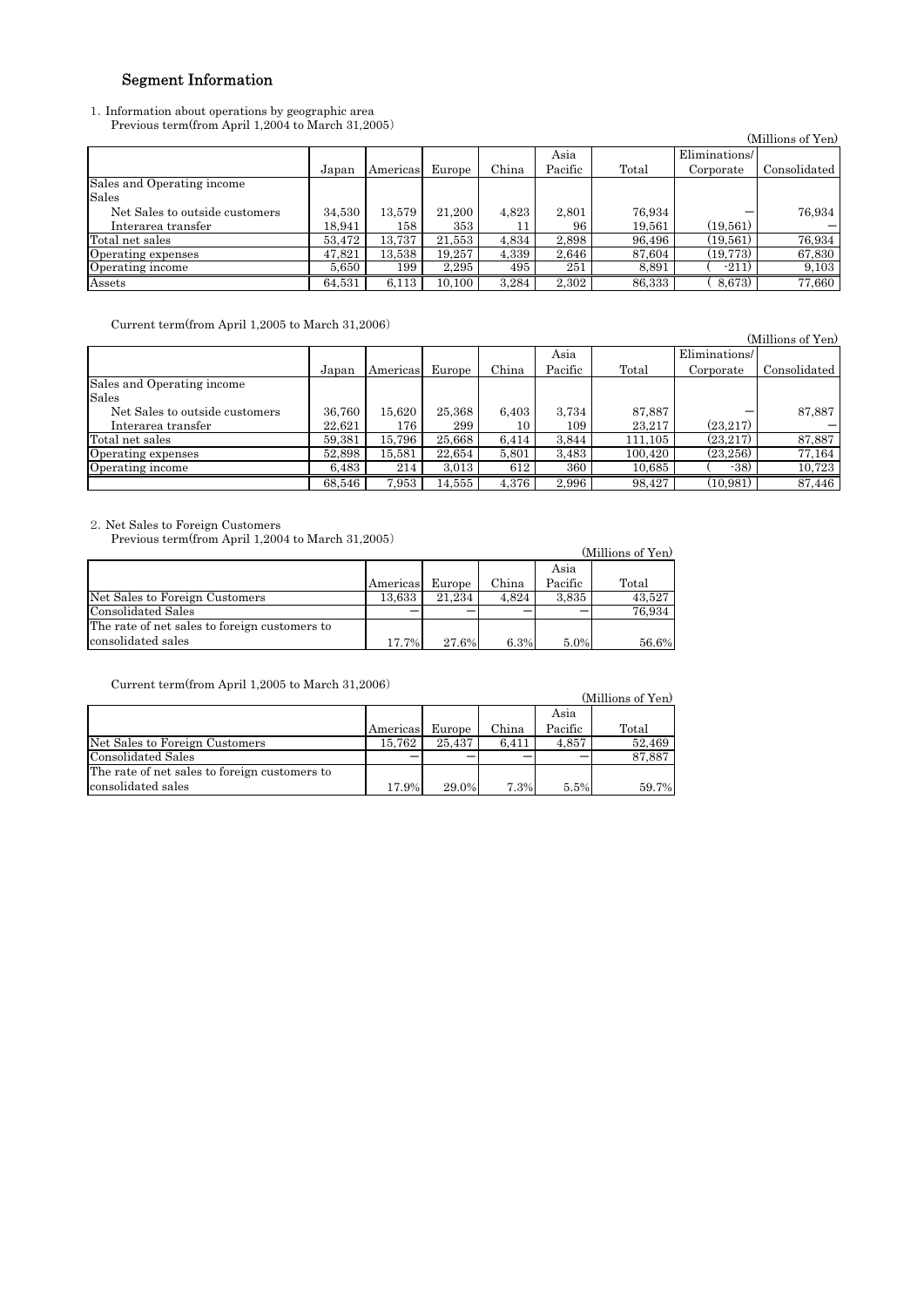# Segment Information

1. Information about operations by geographic area
Previous term(from April 1,2004 to March 31,2005)

(Millions of Yen)

| | Japan | Americas | Europe | China | Asia Pacific | Total | Eliminations/ Corporate | Consolidated |
|---|---|---|---|---|---|---|---|---|
| Sales and Operating income | | | | | | | | |
| Sales | | | | | | | | |
| Net Sales to outside customers | 34,530 | 13,579 | 21,200 | 4,823 | 2,801 | 76,934 | − | 76,934 |
| Interarea transfer | 18,941 | 158 | 353 | 11 | 96 | 19,561 | (19,561) | − |
| Total net sales | 53,472 | 13,737 | 21,553 | 4,834 | 2,898 | 96,496 | (19,561) | 76,934 |
| Operating expenses | 47,821 | 13,538 | 19,257 | 4,339 | 2,646 | 87,604 | (19,773) | 67,830 |
| Operating income | 5,650 | 199 | 2,295 | 495 | 251 | 8,891 | ( -211) | 9,103 |
| Assets | 64,531 | 6,113 | 10,100 | 3,284 | 2,302 | 86,333 | ( 8,673) | 77,660 |

Current term(from April 1,2005 to March 31,2006)

(Millions of Yen)

| | Japan | Americas | Europe | China | Asia Pacific | Total | Eliminations/ Corporate | Consolidated |
|---|---|---|---|---|---|---|---|---|
| Sales and Operating income | | | | | | | | |
| Sales | | | | | | | | |
| Net Sales to outside customers | 36,760 | 15,620 | 25,368 | 6,403 | 3,734 | 87,887 | − | 87,887 |
| Interarea transfer | 22,621 | 176 | 299 | 10 | 109 | 23,217 | (23,217) | − |
| Total net sales | 59,381 | 15,796 | 25,668 | 6,414 | 3,844 | 111,105 | (23,217) | 87,887 |
| Operating expenses | 52,898 | 15,581 | 22,654 | 5,801 | 3,483 | 100,420 | (23,256) | 77,164 |
| Operating income | 6,483 | 214 | 3,013 | 612 | 360 | 10,685 | ( -38) | 10,723 |
| | 68,546 | 7,953 | 14,555 | 4,376 | 2,996 | 98,427 | (10,981) | 87,446 |

2. Net Sales to Foreign Customers
Previous term(from April 1,2004 to March 31,2005)

(Millions of Yen)

| | Americas | Europe | China | Asia Pacific | Total |
|---|---|---|---|---|---|
| Net Sales to Foreign Customers | 13,633 | 21,234 | 4,824 | 3,835 | 43,527 |
| Consolidated Sales | − | − | − | − | 76,934 |
| The rate of net sales to foreign customers to consolidated sales | 17.7% | 27.6% | 6.3% | 5.0% | 56.6% |

Current term(from April 1,2005 to March 31,2006)

(Millions of Yen)

| | Americas | Europe | China | Asia Pacific | Total |
|---|---|---|---|---|---|
| Net Sales to Foreign Customers | 15,762 | 25,437 | 6,411 | 4,857 | 52,469 |
| Consolidated Sales | − | − | − | − | 87,887 |
| The rate of net sales to foreign customers to consolidated sales | 17.9% | 29.0% | 7.3% | 5.5% | 59.7% |